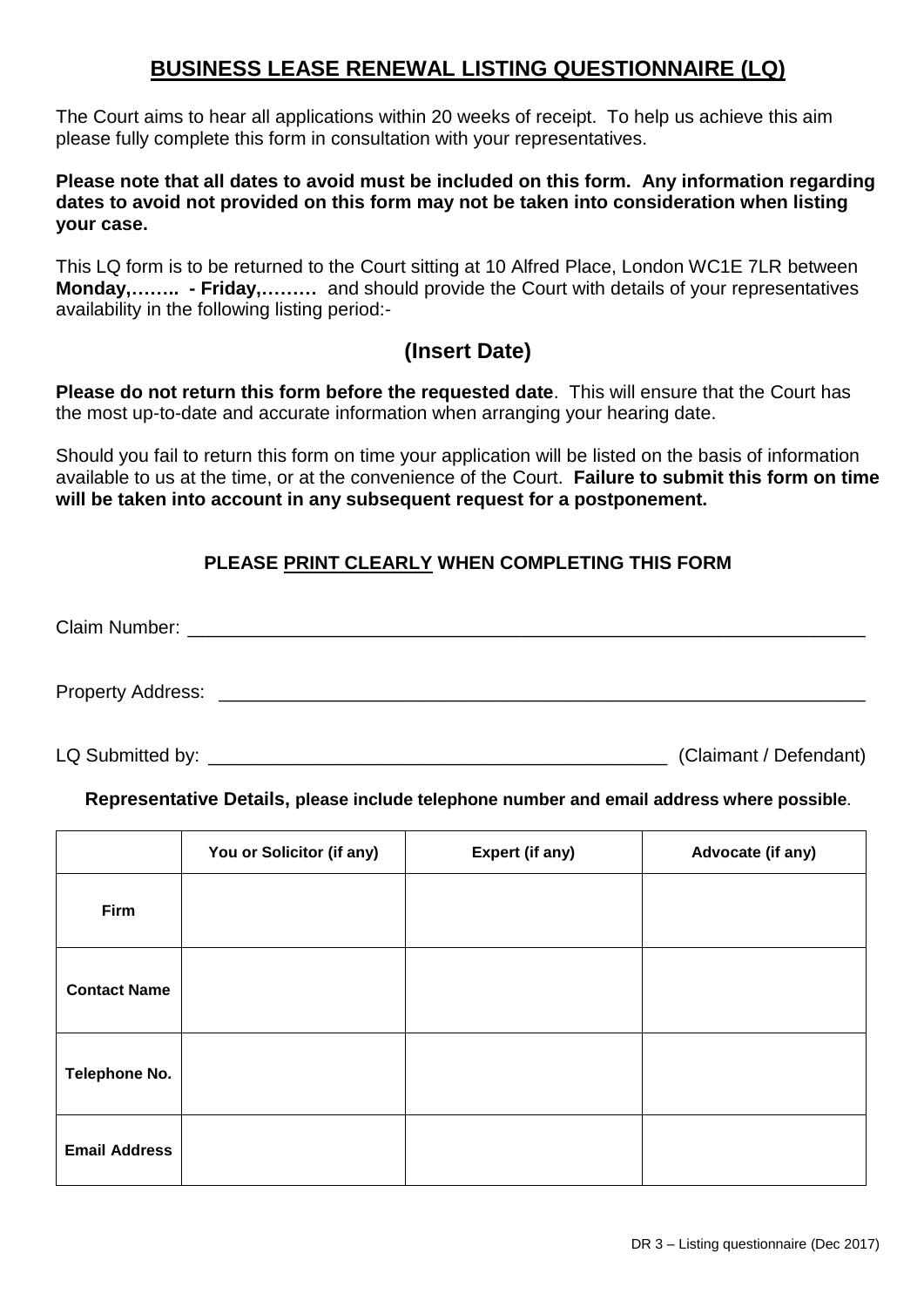# BUSINESS LEASE RENEWAL LISTING QUESTIONNAIRE (LQ)

The Court aims to hear all applications within 20 weeks of receipt. To help us achieve this aim please fully complete this form in consultation with your representatives.

**Please note that all dates to avoid must be included on this form. Any information regarding dates to avoid not provided on this form may not be taken into consideration when listing your case.**

This LQ form is to be returned to the Court sitting at 10 Alfred Place, London WC1E 7LR between **Monday,…….. - Friday,………** and should provide the Court with details of your representatives availability in the following listing period:-

## (Insert Date)

**Please do not return this form before the requested date**. This will ensure that the Court has the most up-to-date and accurate information when arranging your hearing date.

Should you fail to return this form on time your application will be listed on the basis of information available to us at the time, or at the convenience of the Court. **Failure to submit this form on time will be taken into account in any subsequent request for a postponement.**

**PLEASE PRINT CLEARLY WHEN COMPLETING THIS FORM**

Claim Number: ____________________________________________________________________

Property Address: _________________________________________________________________

LQ Submitted by: ____________________________________________ (Claimant / Defendant)

**Representative Details, please include telephone number and email address where possible**.

| | You or Solicitor (if any) | Expert (if any) | Advocate (if any) |
|---|---|---|---|
| **Firm** | | | |
| **Contact Name** | | | |
| **Telephone No.** | | | |
| **Email Address** | | | |

DR 3 – Listing questionnaire (Dec 2017)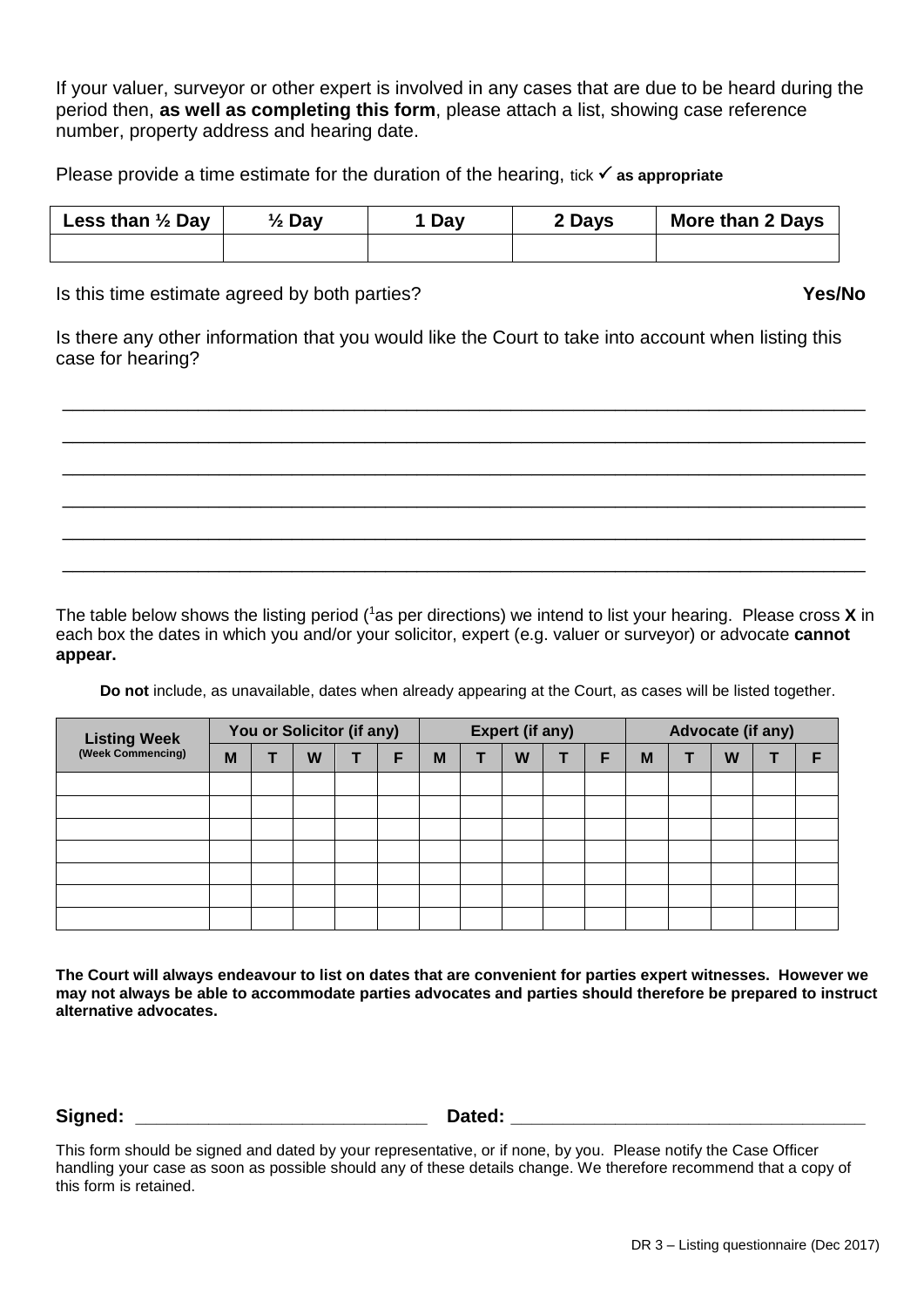If your valuer, surveyor or other expert is involved in any cases that are due to be heard during the period then, **as well as completing this form**, please attach a list, showing case reference number, property address and hearing date.

Please provide a time estimate for the duration of the hearing, tick ✓ **as appropriate**

| Less than ½ Day | ½ Day | 1 Day | 2 Days | More than 2 Days |
|---|---|---|---|---|
| | | | | |

Is this time estimate agreed by both parties? **Yes/No**

Is there any other information that you would like the Court to take into account when listing this case for hearing?

\_\_\_\_\_\_\_\_\_\_\_\_\_\_\_\_\_\_\_\_\_\_\_\_\_\_\_\_\_\_\_\_\_\_\_\_\_\_\_\_\_\_\_\_\_\_\_\_\_\_\_\_\_\_\_\_\_\_\_\_\_\_\_\_\_\_\_\_\_\_

\_\_\_\_\_\_\_\_\_\_\_\_\_\_\_\_\_\_\_\_\_\_\_\_\_\_\_\_\_\_\_\_\_\_\_\_\_\_\_\_\_\_\_\_\_\_\_\_\_\_\_\_\_\_\_\_\_\_\_\_\_\_\_\_\_\_\_\_\_\_

\_\_\_\_\_\_\_\_\_\_\_\_\_\_\_\_\_\_\_\_\_\_\_\_\_\_\_\_\_\_\_\_\_\_\_\_\_\_\_\_\_\_\_\_\_\_\_\_\_\_\_\_\_\_\_\_\_\_\_\_\_\_\_\_\_\_\_\_\_\_

\_\_\_\_\_\_\_\_\_\_\_\_\_\_\_\_\_\_\_\_\_\_\_\_\_\_\_\_\_\_\_\_\_\_\_\_\_\_\_\_\_\_\_\_\_\_\_\_\_\_\_\_\_\_\_\_\_\_\_\_\_\_\_\_\_\_\_\_\_\_

\_\_\_\_\_\_\_\_\_\_\_\_\_\_\_\_\_\_\_\_\_\_\_\_\_\_\_\_\_\_\_\_\_\_\_\_\_\_\_\_\_\_\_\_\_\_\_\_\_\_\_\_\_\_\_\_\_\_\_\_\_\_\_\_\_\_\_\_\_\_

\_\_\_\_\_\_\_\_\_\_\_\_\_\_\_\_\_\_\_\_\_\_\_\_\_\_\_\_\_\_\_\_\_\_\_\_\_\_\_\_\_\_\_\_\_\_\_\_\_\_\_\_\_\_\_\_\_\_\_\_\_\_\_\_\_\_\_\_\_\_

The table below shows the listing period ([1]as per directions) we intend to list your hearing. Please cross **X** in each box the dates in which you and/or your solicitor, expert (e.g. valuer or surveyor) or advocate **cannot appear.**

**Do not** include, as unavailable, dates when already appearing at the Court, as cases will be listed together.

| Listing Week (Week Commencing) | You or Solicitor (if any) | | | | | Expert (if any) | | | | | Advocate (if any) | | | | |
|---|---|---|---|---|---|---|---|---|---|---|---|---|---|---|---|
| | M | T | W | T | F | M | T | W | T | F | M | T | W | T | F |
| | | | | | | | | | | | | | | | |
| | | | | | | | | | | | | | | | |
| | | | | | | | | | | | | | | | |
| | | | | | | | | | | | | | | | |
| | | | | | | | | | | | | | | | |
| | | | | | | | | | | | | | | | |
| | | | | | | | | | | | | | | | |

**The Court will always endeavour to list on dates that are convenient for parties expert witnesses. However we may not always be able to accommodate parties advocates and parties should therefore be prepared to instruct alternative advocates.**

**Signed:** \_\_\_\_\_\_\_\_\_\_\_\_\_\_\_\_\_\_\_\_\_\_\_\_\_\_\_\_\_\_ **Dated:** \_\_\_\_\_\_\_\_\_\_\_\_\_\_\_\_\_\_\_\_\_\_\_\_\_\_\_\_\_\_\_\_\_\_\_\_

This form should be signed and dated by your representative, or if none, by you. Please notify the Case Officer handling your case as soon as possible should any of these details change. We therefore recommend that a copy of this form is retained.

DR 3 – Listing questionnaire (Dec 2017)